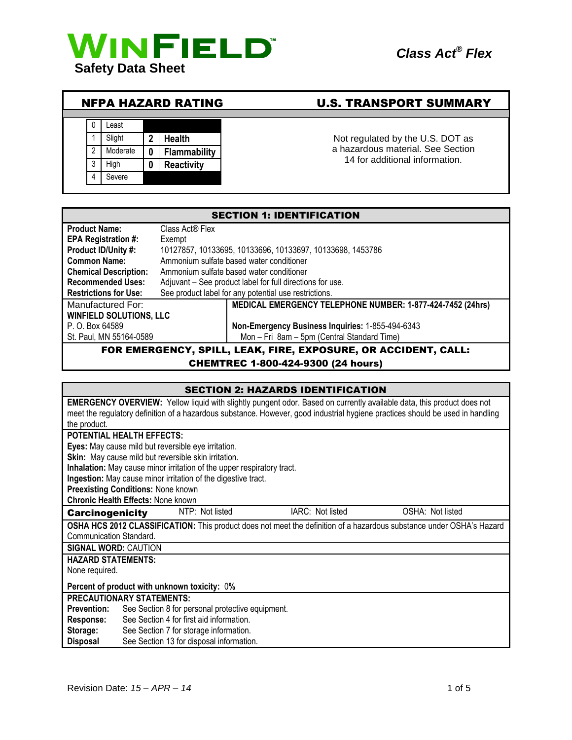# WINFIELD™

## Safety Data Sheet

***Class Act® Flex***

## NFPA HAZARD RATING

| | | | |
|---|---|---|---|
| 0 | Least | | |
| 1 | Slight | 2 | Health |
| 2 | Moderate | 0 | Flammability |
| 3 | High | 0 | Reactivity |
| 4 | Severe | | |

## U.S. TRANSPORT SUMMARY

Not regulated by the U.S. DOT as a hazardous material. See Section 14 for additional information.

## SECTION 1: IDENTIFICATION

**Product Name:** Class Act® Flex
**EPA Registration #:** Exempt
**Product ID/Unity #:** 10127857, 10133695, 10133696, 10133697, 10133698, 1453786
**Common Name:** Ammonium sulfate based water conditioner
**Chemical Description:** Ammonium sulfate based water conditioner
**Recommended Uses:** Adjuvant – See product label for full directions for use.
**Restrictions for Use:** See product label for any potential use restrictions.

Manufactured For:
**WINFIELD SOLUTIONS, LLC**
P. O. Box 64589
St. Paul, MN 55164-0589

**MEDICAL EMERGENCY TELEPHONE NUMBER: 1-877-424-7452 (24hrs)**

**Non-Emergency Business Inquiries:** 1-855-494-6343
Mon – Fri 8am – 5pm (Central Standard Time)

**FOR EMERGENCY, SPILL, LEAK, FIRE, EXPOSURE, OR ACCIDENT, CALL: CHEMTREC 1-800-424-9300 (24 hours)**

## SECTION 2: HAZARDS IDENTIFICATION

**EMERGENCY OVERVIEW:** Yellow liquid with slightly pungent odor. Based on currently available data, this product does not meet the regulatory definition of a hazardous substance. However, good industrial hygiene practices should be used in handling the product.

**POTENTIAL HEALTH EFFECTS:**
**Eyes:** May cause mild but reversible eye irritation.
**Skin:** May cause mild but reversible skin irritation.
**Inhalation:** May cause minor irritation of the upper respiratory tract.
**Ingestion:** May cause minor irritation of the digestive tract.
**Preexisting Conditions:** None known
**Chronic Health Effects:** None known

| **Carcinogenicity** | NTP: Not listed | IARC: Not listed | OSHA: Not listed |
|---|---|---|---|

**OSHA HCS 2012 CLASSIFICATION:** This product does not meet the definition of a hazardous substance under OSHA's Hazard Communication Standard.

**SIGNAL WORD:** CAUTION

**HAZARD STATEMENTS:**
None required.

**Percent of product with unknown toxicity:** 0**%**

**PRECAUTIONARY STATEMENTS:**
**Prevention:** See Section 8 for personal protective equipment.
**Response:** See Section 4 for first aid information.
**Storage:** See Section 7 for storage information.
**Disposal** See Section 13 for disposal information.

Revision Date: *15 – APR – 14*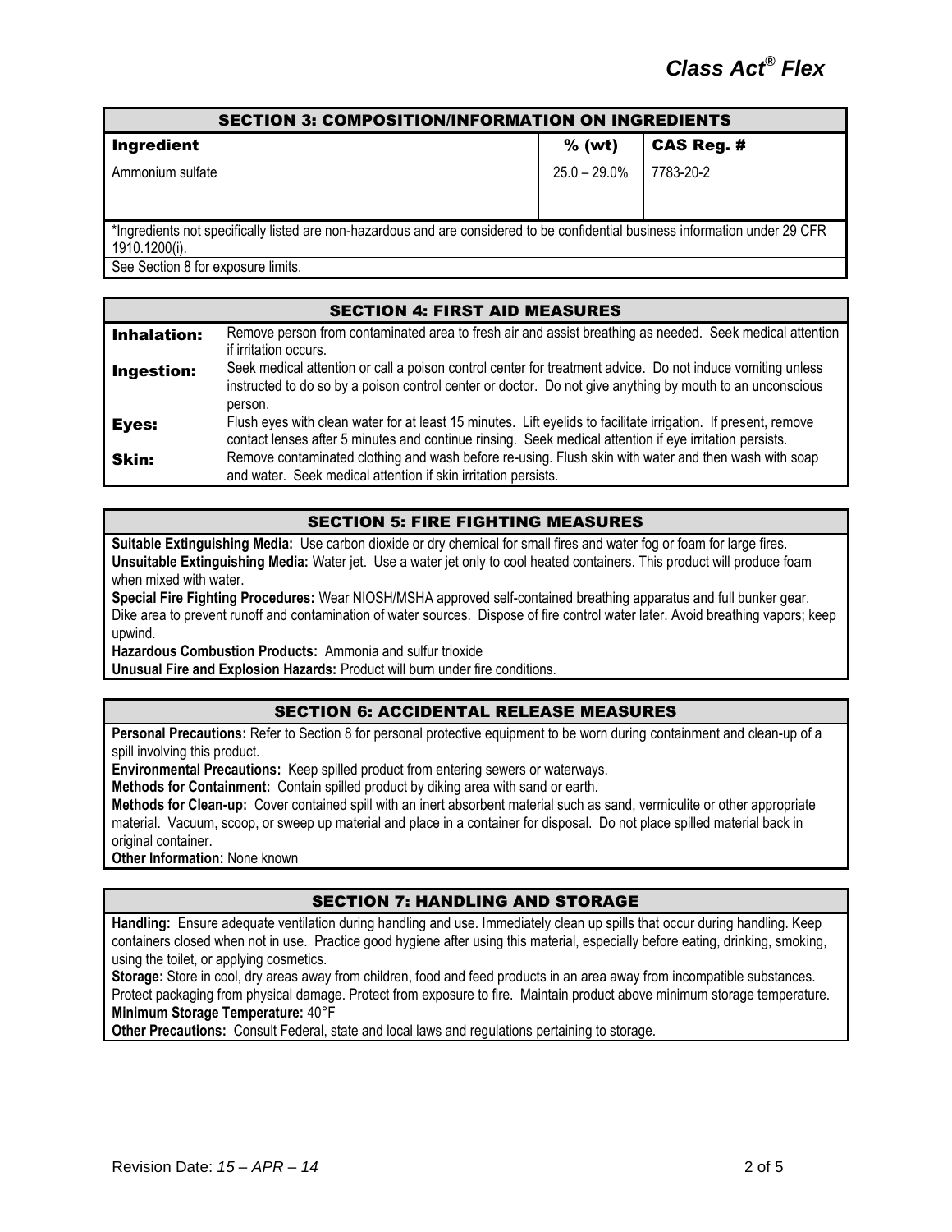## SECTION 3: COMPOSITION/INFORMATION ON INGREDIENTS

| Ingredient | % (wt) | CAS Reg. # |
|---|---|---|
| Ammonium sulfate | 25.0 – 29.0% | 7783-20-2 |
| | | |
| | | |

*Ingredients not specifically listed are non-hazardous and are considered to be confidential business information under 29 CFR 1910.1200(i).

See Section 8 for exposure limits.

## SECTION 4: FIRST AID MEASURES

**Inhalation:** Remove person from contaminated area to fresh air and assist breathing as needed. Seek medical attention if irritation occurs.

**Ingestion:** Seek medical attention or call a poison control center for treatment advice. Do not induce vomiting unless instructed to do so by a poison control center or doctor. Do not give anything by mouth to an unconscious person.

**Eyes:** Flush eyes with clean water for at least 15 minutes. Lift eyelids to facilitate irrigation. If present, remove contact lenses after 5 minutes and continue rinsing. Seek medical attention if eye irritation persists.

**Skin:** Remove contaminated clothing and wash before re-using. Flush skin with water and then wash with soap and water. Seek medical attention if skin irritation persists.

## SECTION 5: FIRE FIGHTING MEASURES

**Suitable Extinguishing Media:** Use carbon dioxide or dry chemical for small fires and water fog or foam for large fires.

**Unsuitable Extinguishing Media:** Water jet. Use a water jet only to cool heated containers. This product will produce foam when mixed with water.

**Special Fire Fighting Procedures:** Wear NIOSH/MSHA approved self-contained breathing apparatus and full bunker gear. Dike area to prevent runoff and contamination of water sources. Dispose of fire control water later. Avoid breathing vapors; keep upwind.

**Hazardous Combustion Products:** Ammonia and sulfur trioxide

**Unusual Fire and Explosion Hazards:** Product will burn under fire conditions.

## SECTION 6: ACCIDENTAL RELEASE MEASURES

**Personal Precautions:** Refer to Section 8 for personal protective equipment to be worn during containment and clean-up of a spill involving this product.

**Environmental Precautions:** Keep spilled product from entering sewers or waterways.

**Methods for Containment:** Contain spilled product by diking area with sand or earth.

**Methods for Clean-up:** Cover contained spill with an inert absorbent material such as sand, vermiculite or other appropriate material. Vacuum, scoop, or sweep up material and place in a container for disposal. Do not place spilled material back in original container.

**Other Information:** None known

## SECTION 7: HANDLING AND STORAGE

**Handling:** Ensure adequate ventilation during handling and use. Immediately clean up spills that occur during handling. Keep containers closed when not in use. Practice good hygiene after using this material, especially before eating, drinking, smoking, using the toilet, or applying cosmetics.

**Storage:** Store in cool, dry areas away from children, food and feed products in an area away from incompatible substances. Protect packaging from physical damage. Protect from exposure to fire. Maintain product above minimum storage temperature.

**Minimum Storage Temperature:** 40°F

**Other Precautions:** Consult Federal, state and local laws and regulations pertaining to storage.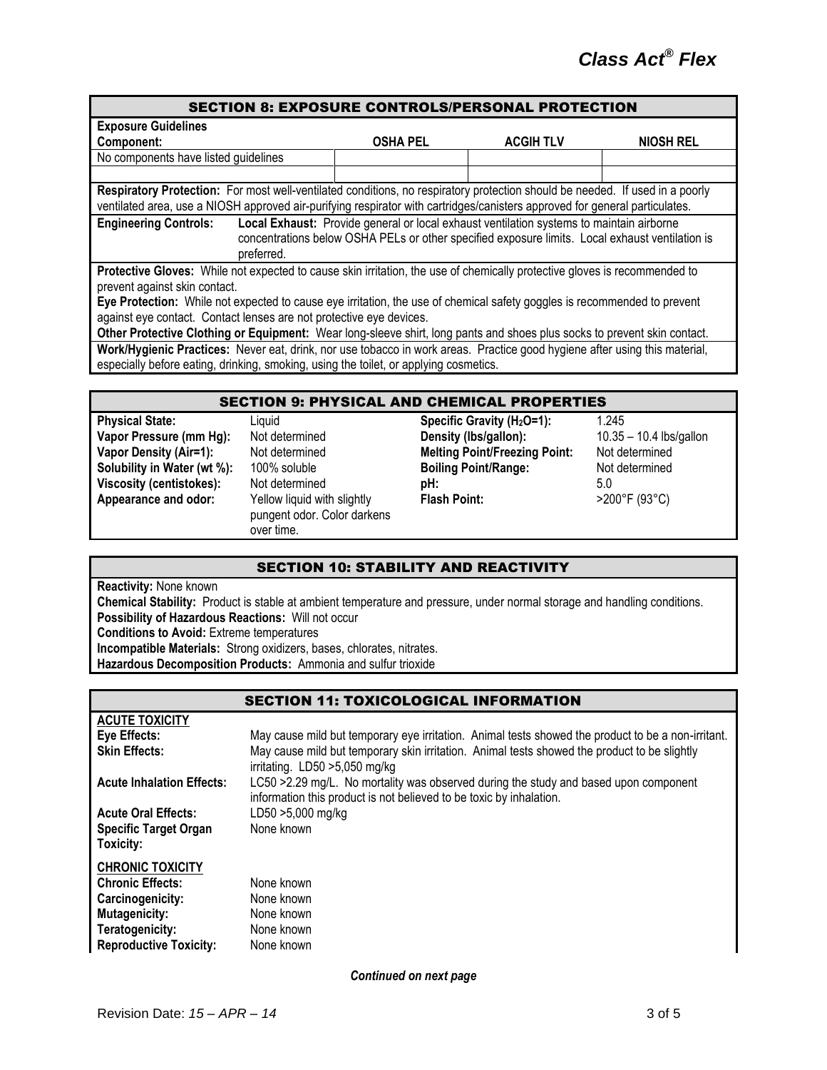## SECTION 8: EXPOSURE CONTROLS/PERSONAL PROTECTION

**Exposure Guidelines**

| Component: | OSHA PEL | ACGIH TLV | NIOSH REL |
|---|---|---|---|
| No components have listed guidelines | | | |
| | | | |

**Respiratory Protection:** For most well-ventilated conditions, no respiratory protection should be needed. If used in a poorly ventilated area, use a NIOSH approved air-purifying respirator with cartridges/canisters approved for general particulates.

**Engineering Controls:** **Local Exhaust:** Provide general or local exhaust ventilation systems to maintain airborne concentrations below OSHA PELs or other specified exposure limits. Local exhaust ventilation is preferred.

**Protective Gloves:** While not expected to cause skin irritation, the use of chemically protective gloves is recommended to prevent against skin contact.

**Eye Protection:** While not expected to cause eye irritation, the use of chemical safety goggles is recommended to prevent against eye contact. Contact lenses are not protective eye devices.

**Other Protective Clothing or Equipment:** Wear long-sleeve shirt, long pants and shoes plus socks to prevent skin contact.

**Work/Hygienic Practices:** Never eat, drink, nor use tobacco in work areas. Practice good hygiene after using this material, especially before eating, drinking, smoking, using the toilet, or applying cosmetics.

## SECTION 9: PHYSICAL AND CHEMICAL PROPERTIES

| | | | |
|---|---|---|---|
| **Physical State:** | Liquid | **Specific Gravity ($H_2O$=1):** | 1.245 |
| **Vapor Pressure (mm Hg):** | Not determined | **Density (lbs/gallon):** | 10.35 – 10.4 lbs/gallon |
| **Vapor Density (Air=1):** | Not determined | **Melting Point/Freezing Point:** | Not determined |
| **Solubility in Water (wt %):** | 100% soluble | **Boiling Point/Range:** | Not determined |
| **Viscosity (centistokes):** | Not determined | **pH:** | 5.0 |
| **Appearance and odor:** | Yellow liquid with slightly pungent odor. Color darkens over time. | **Flash Point:** | >200°F (93°C) |

## SECTION 10: STABILITY AND REACTIVITY

**Reactivity:** None known

**Chemical Stability:** Product is stable at ambient temperature and pressure, under normal storage and handling conditions.

**Possibility of Hazardous Reactions:** Will not occur

**Conditions to Avoid:** Extreme temperatures

**Incompatible Materials:** Strong oxidizers, bases, chlorates, nitrates.

**Hazardous Decomposition Products:** Ammonia and sulfur trioxide

## SECTION 11: TOXICOLOGICAL INFORMATION

**ACUTE TOXICITY**

| | |
|---|---|
| **Eye Effects:** | May cause mild but temporary eye irritation. Animal tests showed the product to be a non-irritant. |
| **Skin Effects:** | May cause mild but temporary skin irritation. Animal tests showed the product to be slightly irritating. LD50 >5,050 mg/kg |
| **Acute Inhalation Effects:** | LC50 >2.29 mg/L. No mortality was observed during the study and based upon component information this product is not believed to be toxic by inhalation. |
| **Acute Oral Effects:** | LD50 >5,000 mg/kg |
| **Specific Target Organ Toxicity:** | None known |

**CHRONIC TOXICITY**

| | |
|---|---|
| **Chronic Effects:** | None known |
| **Carcinogenicity:** | None known |
| **Mutagenicity:** | None known |
| **Teratogenicity:** | None known |
| **Reproductive Toxicity:** | None known |

*Continued on next page*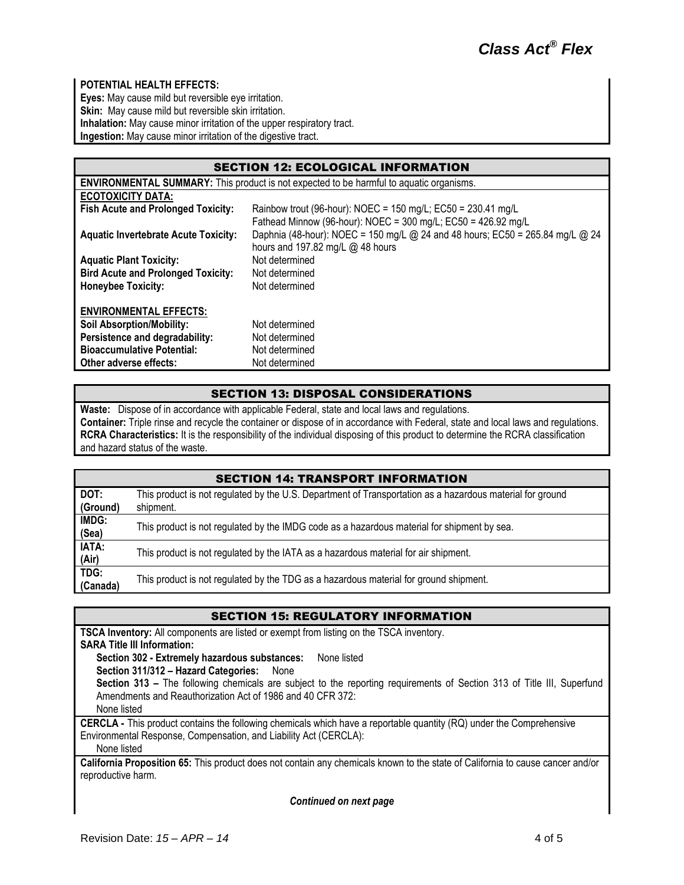**POTENTIAL HEALTH EFFECTS:**
**Eyes:** May cause mild but reversible eye irritation.
**Skin:** May cause mild but reversible skin irritation.
**Inhalation:** May cause minor irritation of the upper respiratory tract.
**Ingestion:** May cause minor irritation of the digestive tract.

## SECTION 12: ECOLOGICAL INFORMATION

**ENVIRONMENTAL SUMMARY:** This product is not expected to be harmful to aquatic organisms.

**ECOTOXICITY DATA:**

| | |
|---|---|
| **Fish Acute and Prolonged Toxicity:** | Rainbow trout (96-hour): NOEC = 150 mg/L; EC50 = 230.41 mg/L<br>Fathead Minnow (96-hour): NOEC = 300 mg/L; EC50 = 426.92 mg/L |
| **Aquatic Invertebrate Acute Toxicity:** | Daphnia (48-hour): NOEC = 150 mg/L @ 24 and 48 hours; EC50 = 265.84 mg/L @ 24 hours and 197.82 mg/L @ 48 hours |
| **Aquatic Plant Toxicity:** | Not determined |
| **Bird Acute and Prolonged Toxicity:** | Not determined |
| **Honeybee Toxicity:** | Not determined |

**ENVIRONMENTAL EFFECTS:**

| | |
|---|---|
| **Soil Absorption/Mobility:** | Not determined |
| **Persistence and degradability:** | Not determined |
| **Bioaccumulative Potential:** | Not determined |
| **Other adverse effects:** | Not determined |

## SECTION 13: DISPOSAL CONSIDERATIONS

**Waste:** Dispose of in accordance with applicable Federal, state and local laws and regulations.
**Container:** Triple rinse and recycle the container or dispose of in accordance with Federal, state and local laws and regulations.
**RCRA Characteristics:** It is the responsibility of the individual disposing of this product to determine the RCRA classification and hazard status of the waste.

## SECTION 14: TRANSPORT INFORMATION

| | |
|---|---|
| **DOT: (Ground)** | This product is not regulated by the U.S. Department of Transportation as a hazardous material for ground shipment. |
| **IMDG: (Sea)** | This product is not regulated by the IMDG code as a hazardous material for shipment by sea. |
| **IATA: (Air)** | This product is not regulated by the IATA as a hazardous material for air shipment. |
| **TDG: (Canada)** | This product is not regulated by the TDG as a hazardous material for ground shipment. |

## SECTION 15: REGULATORY INFORMATION

**TSCA Inventory:** All components are listed or exempt from listing on the TSCA inventory.
**SARA Title III Information:**
**Section 302 - Extremely hazardous substances:** None listed
**Section 311/312 – Hazard Categories:** None
**Section 313 –** The following chemicals are subject to the reporting requirements of Section 313 of Title III, Superfund Amendments and Reauthorization Act of 1986 and 40 CFR 372:
None listed

**CERCLA -** This product contains the following chemicals which have a reportable quantity (RQ) under the Comprehensive Environmental Response, Compensation, and Liability Act (CERCLA):
None listed

**California Proposition 65:** This product does not contain any chemicals known to the state of California to cause cancer and/or reproductive harm.

***Continued on next page***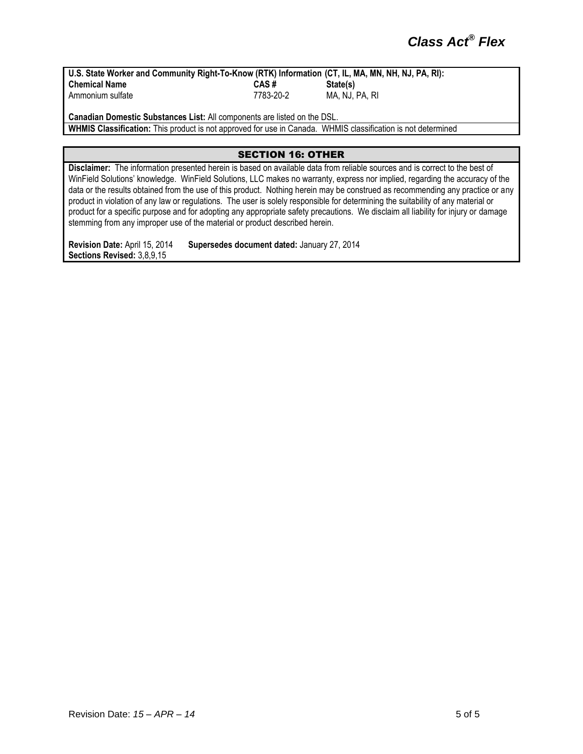**U.S. State Worker and Community Right-To-Know (RTK) Information (CT, IL, MA, MN, NH, NJ, PA, RI):**

| Chemical Name | CAS # | State(s) |
|---|---|---|
| Ammonium sulfate | 7783-20-2 | MA, NJ, PA, RI |

**Canadian Domestic Substances List:** All components are listed on the DSL.

**WHMIS Classification:** This product is not approved for use in Canada. WHMIS classification is not determined

## SECTION 16: OTHER

**Disclaimer:** The information presented herein is based on available data from reliable sources and is correct to the best of WinField Solutions' knowledge. WinField Solutions, LLC makes no warranty, express nor implied, regarding the accuracy of the data or the results obtained from the use of this product. Nothing herein may be construed as recommending any practice or any product in violation of any law or regulations. The user is solely responsible for determining the suitability of any material or product for a specific purpose and for adopting any appropriate safety precautions. We disclaim all liability for injury or damage stemming from any improper use of the material or product described herein.

**Revision Date:** April 15, 2014 **Supersedes document dated:** January 27, 2014
**Sections Revised:** 3,8,9,15